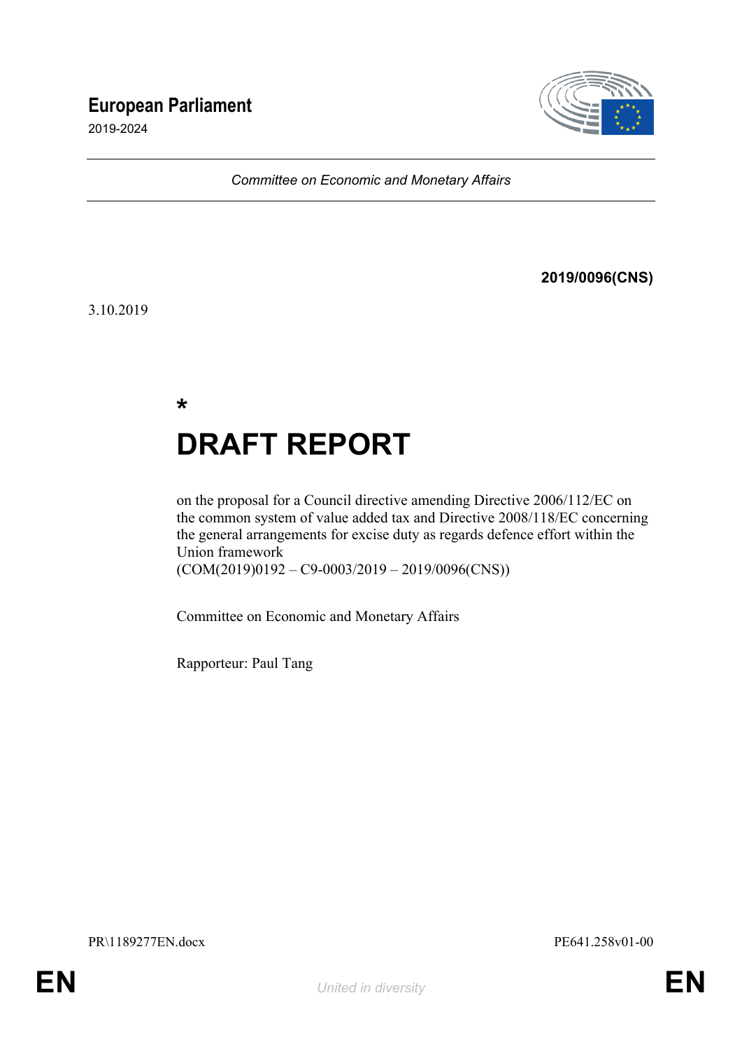**European Parliament**

2019-2024

*Committee on Economic and Monetary Affairs*

**2019/0096(CNS)**

3.10.2019

*

# DRAFT REPORT

on the proposal for a Council directive amending Directive 2006/112/EC on the common system of value added tax and Directive 2008/118/EC concerning the general arrangements for excise duty as regards defence effort within the Union framework
(COM(2019)0192 – C9-0003/2019 – 2019/0096(CNS))

Committee on Economic and Monetary Affairs

Rapporteur: Paul Tang

PR\1189277EN.docx PE641.258v01-00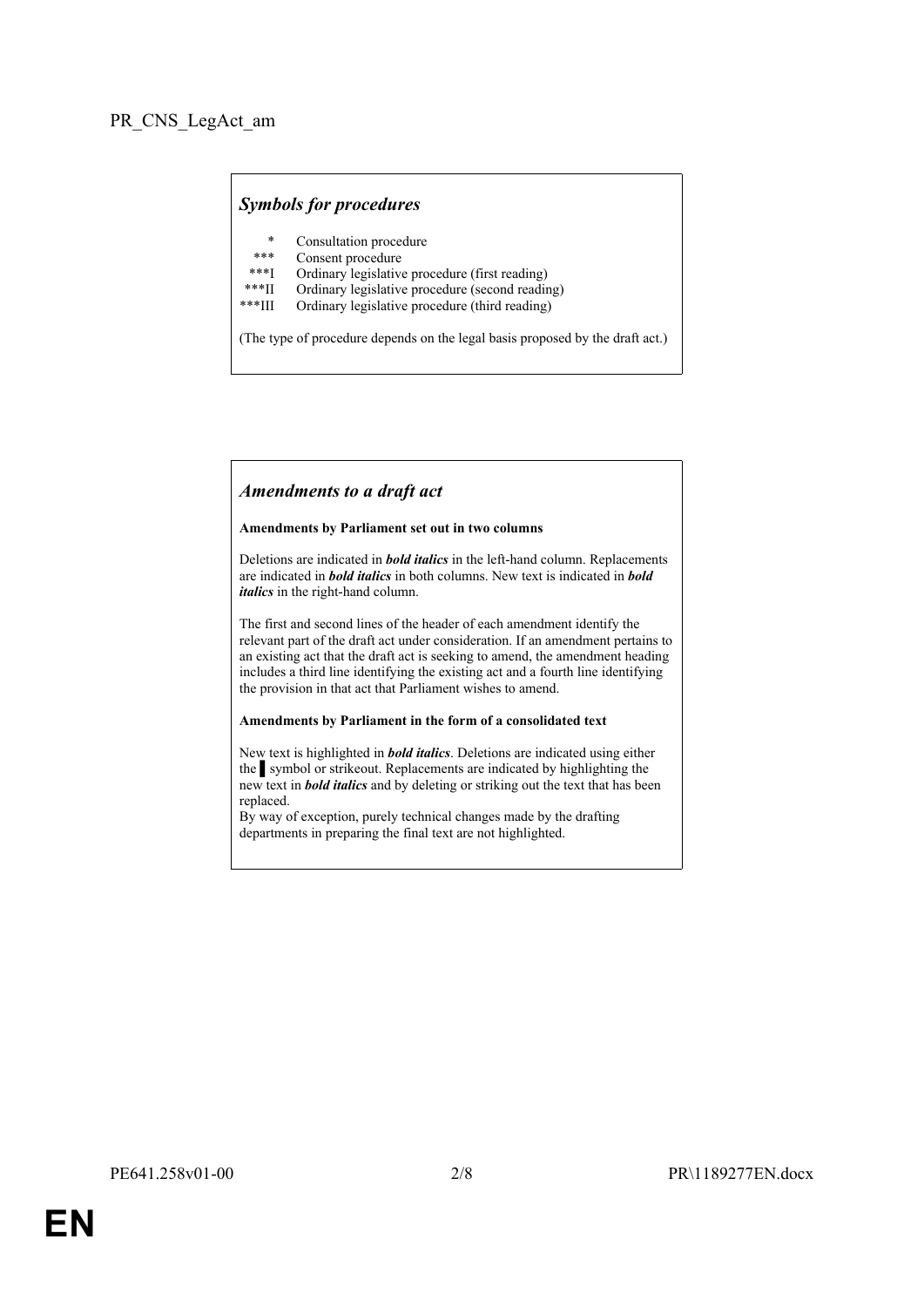PR_CNS_LegAct_am

### *Symbols for procedures*

| | |
|---|---|
| * | Consultation procedure |
| *** | Consent procedure |
| ***I | Ordinary legislative procedure (first reading) |
| ***II | Ordinary legislative procedure (second reading) |
| ***III | Ordinary legislative procedure (third reading) |

(The type of procedure depends on the legal basis proposed by the draft act.)

### *Amendments to a draft act*

**Amendments by Parliament set out in two columns**

Deletions are indicated in ***bold italics*** in the left-hand column. Replacements are indicated in ***bold italics*** in both columns. New text is indicated in ***bold italics*** in the right-hand column.

The first and second lines of the header of each amendment identify the relevant part of the draft act under consideration. If an amendment pertains to an existing act that the draft act is seeking to amend, the amendment heading includes a third line identifying the existing act and a fourth line identifying the provision in that act that Parliament wishes to amend.

**Amendments by Parliament in the form of a consolidated text**

New text is highlighted in ***bold italics***. Deletions are indicated using either the ▌ symbol or strikeout. Replacements are indicated by highlighting the new text in ***bold italics*** and by deleting or striking out the text that has been replaced.

By way of exception, purely technical changes made by the drafting departments in preparing the final text are not highlighted.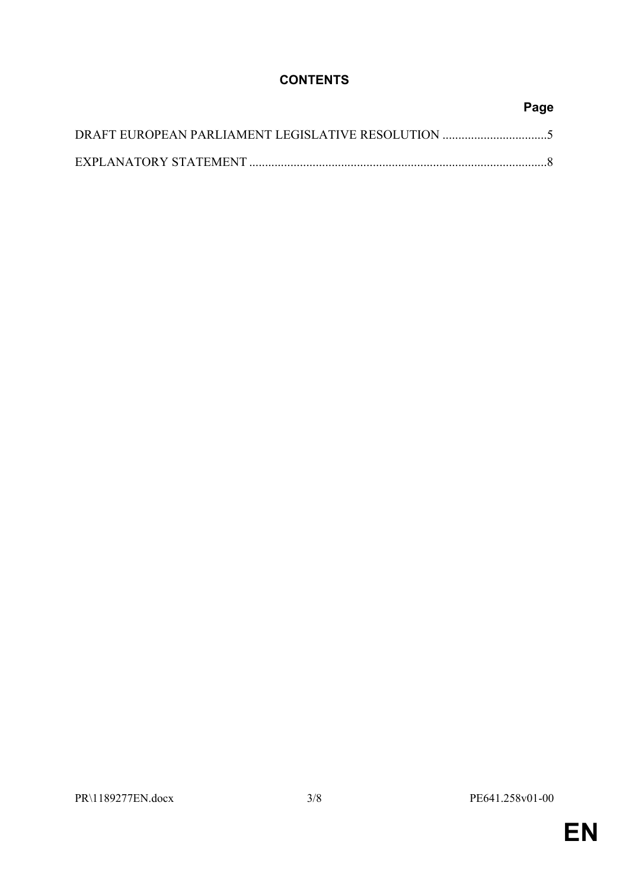## CONTENTS

| | Page |
|---|---|
| DRAFT EUROPEAN PARLIAMENT LEGISLATIVE RESOLUTION | 5 |
| EXPLANATORY STATEMENT | 8 |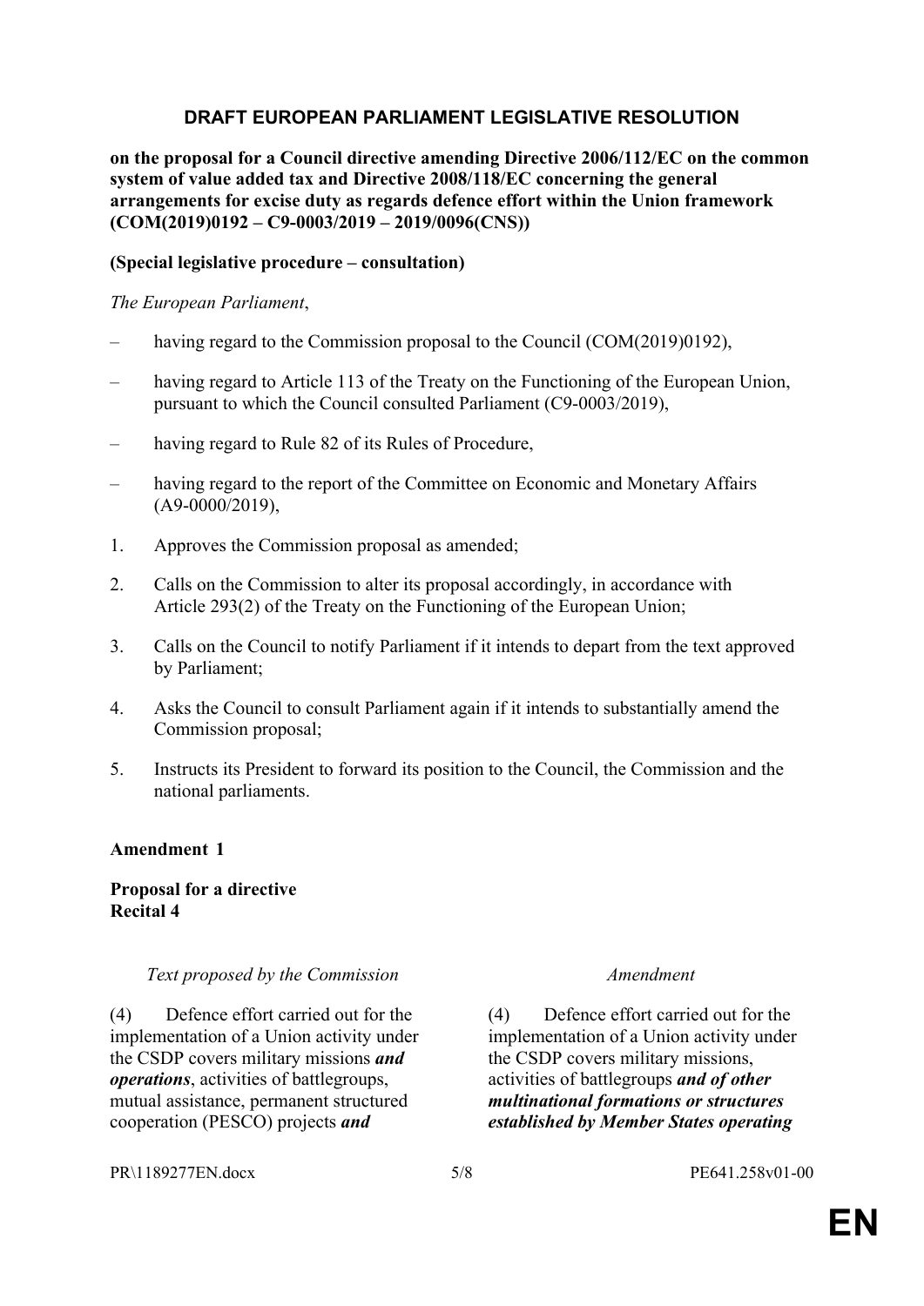# DRAFT EUROPEAN PARLIAMENT LEGISLATIVE RESOLUTION

**on the proposal for a Council directive amending Directive 2006/112/EC on the common system of value added tax and Directive 2008/118/EC concerning the general arrangements for excise duty as regards defence effort within the Union framework (COM(2019)0192 – C9-0003/2019 – 2019/0096(CNS))**

**(Special legislative procedure – consultation)**

*The European Parliament*,

– having regard to the Commission proposal to the Council (COM(2019)0192),

– having regard to Article 113 of the Treaty on the Functioning of the European Union, pursuant to which the Council consulted Parliament (C9-0003/2019),

– having regard to Rule 82 of its Rules of Procedure,

– having regard to the report of the Committee on Economic and Monetary Affairs (A9-0000/2019),

1. Approves the Commission proposal as amended;

2. Calls on the Commission to alter its proposal accordingly, in accordance with Article 293(2) of the Treaty on the Functioning of the European Union;

3. Calls on the Council to notify Parliament if it intends to depart from the text approved by Parliament;

4. Asks the Council to consult Parliament again if it intends to substantially amend the Commission proposal;

5. Instructs its President to forward its position to the Council, the Commission and the national parliaments.

**Amendment 1**

**Proposal for a directive**
**Recital 4**

| *Text proposed by the Commission* | *Amendment* |
|---|---|
| (4) Defence effort carried out for the implementation of a Union activity under the CSDP covers military missions ***and operations***, activities of battlegroups, mutual assistance, permanent structured cooperation (PESCO) projects ***and*** | (4) Defence effort carried out for the implementation of a Union activity under the CSDP covers military missions, activities of battlegroups ***and of other multinational formations or structures established by Member States operating*** |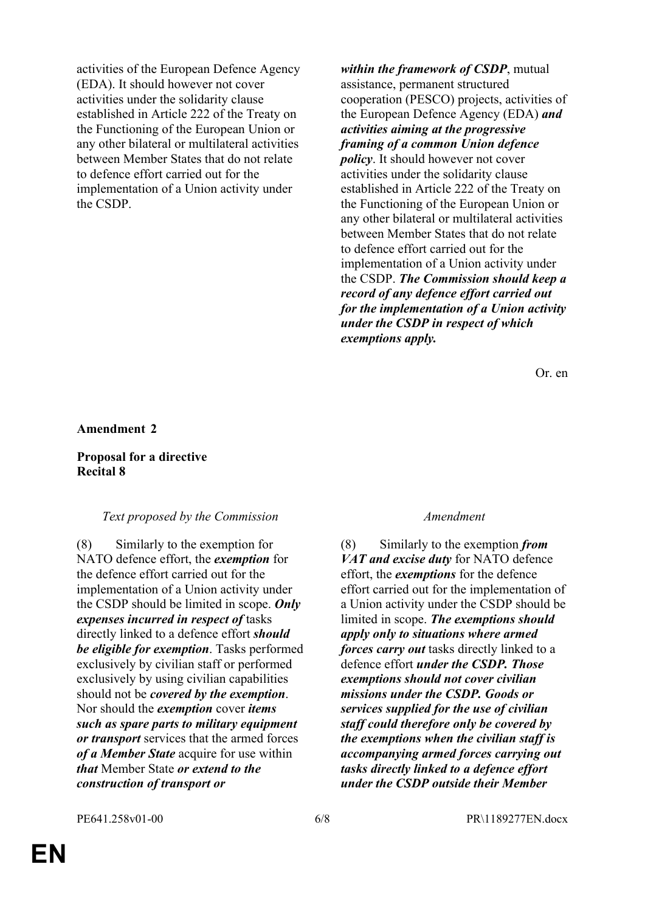| | |
|---|---|
| activities of the European Defence Agency (EDA). It should however not cover activities under the solidarity clause established in Article 222 of the Treaty on the Functioning of the European Union or any other bilateral or multilateral activities between Member States that do not relate to defence effort carried out for the implementation of a Union activity under the CSDP. | ***within the framework of CSDP***, mutual assistance, permanent structured cooperation (PESCO) projects, activities of the European Defence Agency (EDA) ***and activities aiming at the progressive framing of a common Union defence policy***. It should however not cover activities under the solidarity clause established in Article 222 of the Treaty on the Functioning of the European Union or any other bilateral or multilateral activities between Member States that do not relate to defence effort carried out for the implementation of a Union activity under the CSDP. ***The Commission should keep a record of any defence effort carried out for the implementation of a Union activity under the CSDP in respect of which exemptions apply.*** |

Or. en

**Amendment 2**

**Proposal for a directive**
**Recital 8**

| *Text proposed by the Commission* | *Amendment* |
|---|---|
| (8) Similarly to the exemption for NATO defence effort, the ***exemption*** for the defence effort carried out for the implementation of a Union activity under the CSDP should be limited in scope. ***Only expenses incurred in respect of*** tasks directly linked to a defence effort ***should be eligible for exemption***. Tasks performed exclusively by civilian staff or performed exclusively by using civilian capabilities should not be ***covered by the exemption***. Nor should the ***exemption*** cover ***items such as spare parts to military equipment or transport*** services that the armed forces ***of a Member State*** acquire for use within ***that*** Member State ***or extend to the construction of transport or*** | (8) Similarly to the exemption ***from VAT and excise duty*** for NATO defence effort, the ***exemptions*** for the defence effort carried out for the implementation of a Union activity under the CSDP should be limited in scope. ***The exemptions should apply only to situations where armed forces carry out*** tasks directly linked to a defence effort ***under the CSDP. Those exemptions should not cover civilian missions under the CSDP. Goods or services supplied for the use of civilian staff could therefore only be covered by the exemptions when the civilian staff is accompanying armed forces carrying out tasks directly linked to a defence effort under the CSDP outside their Member*** |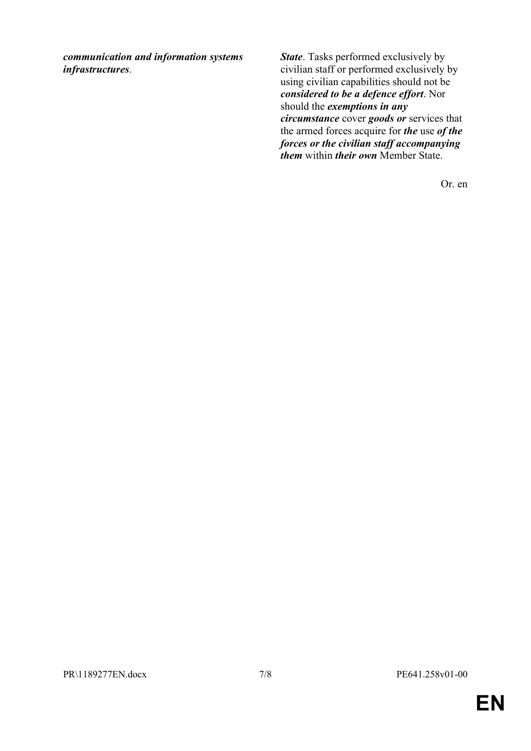| | |
|---|---|
| ***communication and information systems infrastructures***. | ***State***. Tasks performed exclusively by civilian staff or performed exclusively by using civilian capabilities should not be ***considered to be a defence effort***. Nor should the ***exemptions in any circumstance*** cover ***goods or*** services that the armed forces acquire for ***the*** use ***of the forces or the civilian staff accompanying them*** within ***their own*** Member State. |

Or. en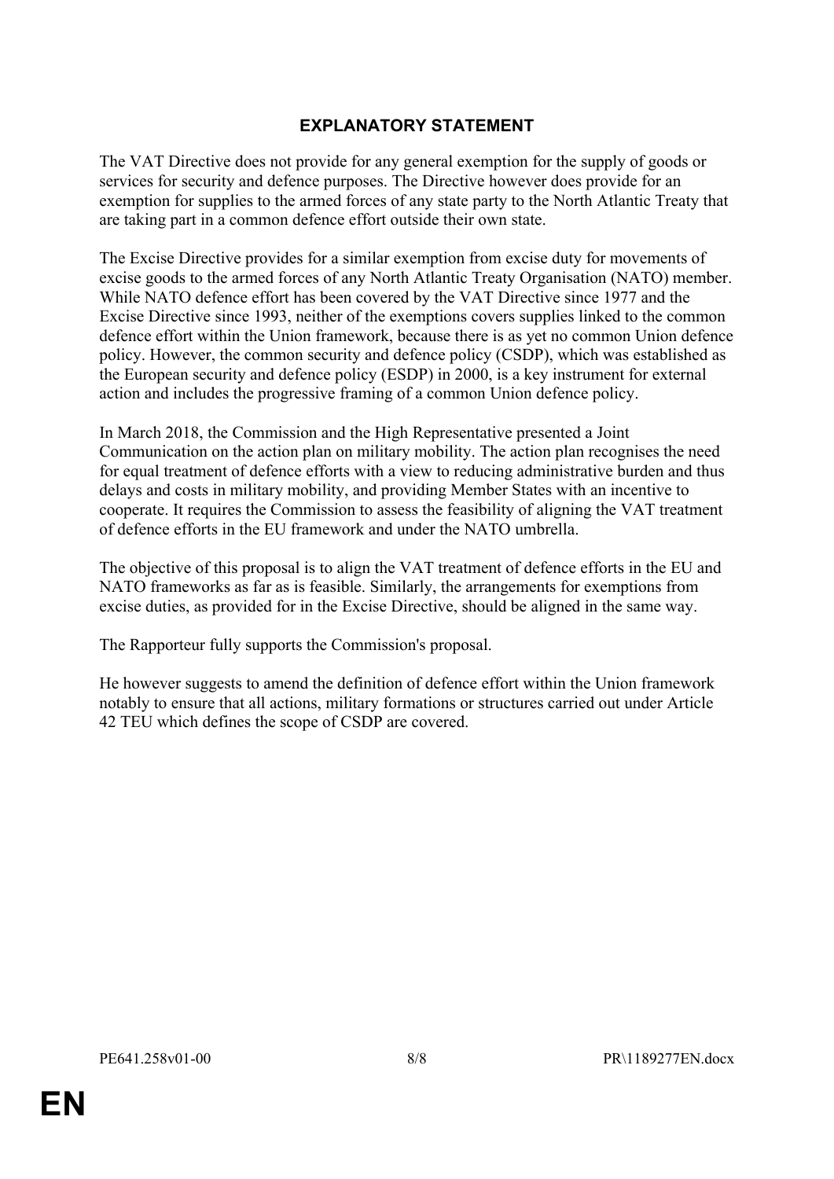# EXPLANATORY STATEMENT

The VAT Directive does not provide for any general exemption for the supply of goods or services for security and defence purposes. The Directive however does provide for an exemption for supplies to the armed forces of any state party to the North Atlantic Treaty that are taking part in a common defence effort outside their own state.

The Excise Directive provides for a similar exemption from excise duty for movements of excise goods to the armed forces of any North Atlantic Treaty Organisation (NATO) member. While NATO defence effort has been covered by the VAT Directive since 1977 and the Excise Directive since 1993, neither of the exemptions covers supplies linked to the common defence effort within the Union framework, because there is as yet no common Union defence policy. However, the common security and defence policy (CSDP), which was established as the European security and defence policy (ESDP) in 2000, is a key instrument for external action and includes the progressive framing of a common Union defence policy.

In March 2018, the Commission and the High Representative presented a Joint Communication on the action plan on military mobility. The action plan recognises the need for equal treatment of defence efforts with a view to reducing administrative burden and thus delays and costs in military mobility, and providing Member States with an incentive to cooperate. It requires the Commission to assess the feasibility of aligning the VAT treatment of defence efforts in the EU framework and under the NATO umbrella.

The objective of this proposal is to align the VAT treatment of defence efforts in the EU and NATO frameworks as far as is feasible. Similarly, the arrangements for exemptions from excise duties, as provided for in the Excise Directive, should be aligned in the same way.

The Rapporteur fully supports the Commission's proposal.

He however suggests to amend the definition of defence effort within the Union framework notably to ensure that all actions, military formations or structures carried out under Article 42 TEU which defines the scope of CSDP are covered.